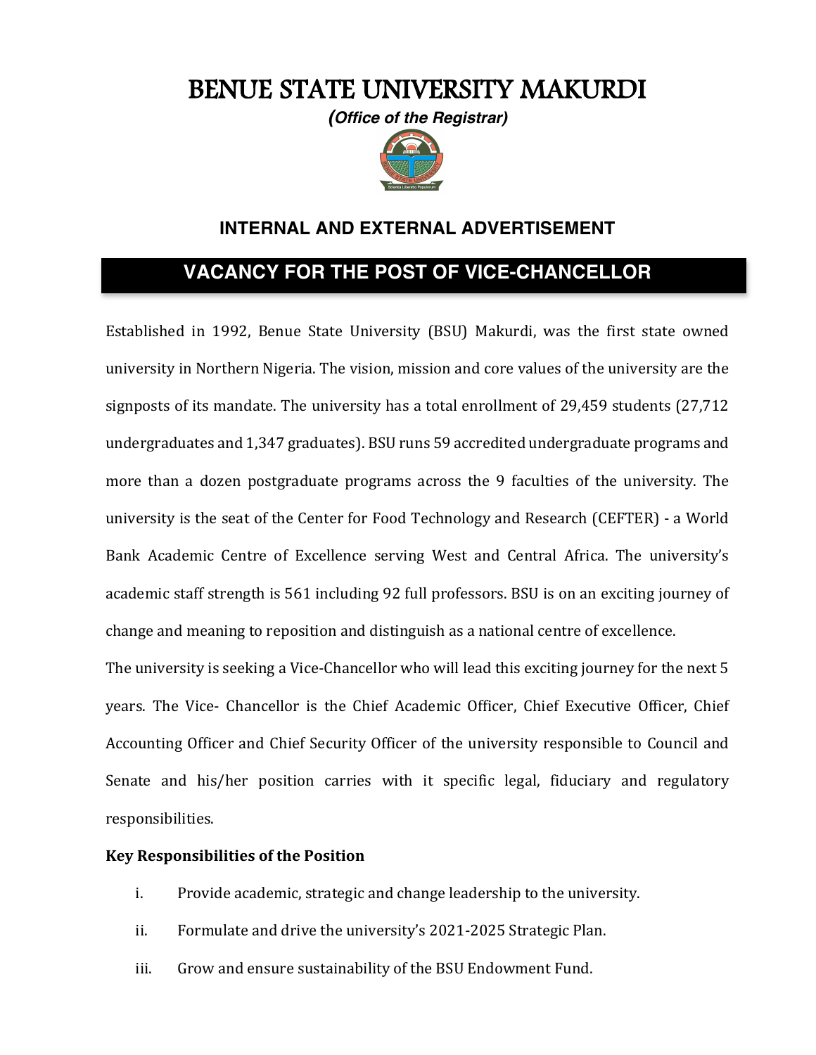# BENUE STATE UNIVERSITY MAKURDI

***(Office of the Registrar)***

## INTERNAL AND EXTERNAL ADVERTISEMENT

## VACANCY FOR THE POST OF VICE-CHANCELLOR

Established in 1992, Benue State University (BSU) Makurdi, was the first state owned university in Northern Nigeria. The vision, mission and core values of the university are the signposts of its mandate. The university has a total enrollment of 29,459 students (27,712 undergraduates and 1,347 graduates). BSU runs 59 accredited undergraduate programs and more than a dozen postgraduate programs across the 9 faculties of the university. The university is the seat of the Center for Food Technology and Research (CEFTER) - a World Bank Academic Centre of Excellence serving West and Central Africa. The university's academic staff strength is 561 including 92 full professors. BSU is on an exciting journey of change and meaning to reposition and distinguish as a national centre of excellence.

The university is seeking a Vice-Chancellor who will lead this exciting journey for the next 5 years. The Vice- Chancellor is the Chief Academic Officer, Chief Executive Officer, Chief Accounting Officer and Chief Security Officer of the university responsible to Council and Senate and his/her position carries with it specific legal, fiduciary and regulatory responsibilities.

**Key Responsibilities of the Position**

i. Provide academic, strategic and change leadership to the university.

ii. Formulate and drive the university's 2021-2025 Strategic Plan.

iii. Grow and ensure sustainability of the BSU Endowment Fund.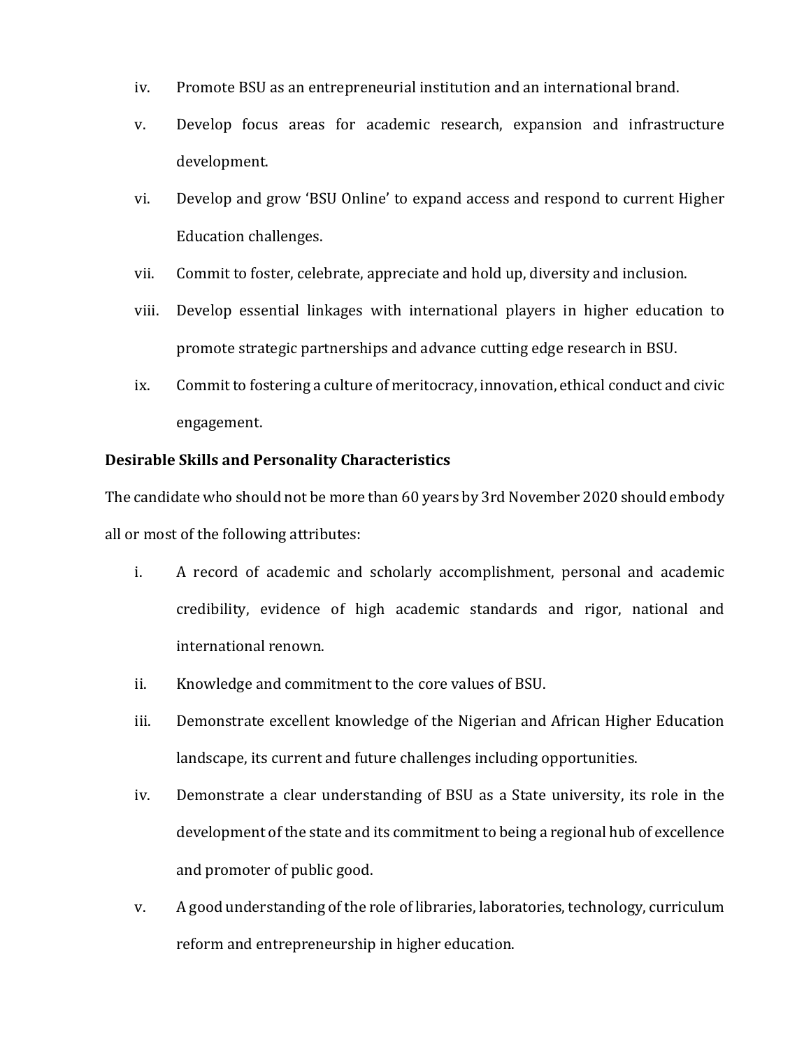iv. Promote BSU as an entrepreneurial institution and an international brand.

v. Develop focus areas for academic research, expansion and infrastructure development.

vi. Develop and grow 'BSU Online' to expand access and respond to current Higher Education challenges.

vii. Commit to foster, celebrate, appreciate and hold up, diversity and inclusion.

viii. Develop essential linkages with international players in higher education to promote strategic partnerships and advance cutting edge research in BSU.

ix. Commit to fostering a culture of meritocracy, innovation, ethical conduct and civic engagement.

**Desirable Skills and Personality Characteristics**

The candidate who should not be more than 60 years by 3rd November 2020 should embody all or most of the following attributes:

i. A record of academic and scholarly accomplishment, personal and academic credibility, evidence of high academic standards and rigor, national and international renown.

ii. Knowledge and commitment to the core values of BSU.

iii. Demonstrate excellent knowledge of the Nigerian and African Higher Education landscape, its current and future challenges including opportunities.

iv. Demonstrate a clear understanding of BSU as a State university, its role in the development of the state and its commitment to being a regional hub of excellence and promoter of public good.

v. A good understanding of the role of libraries, laboratories, technology, curriculum reform and entrepreneurship in higher education.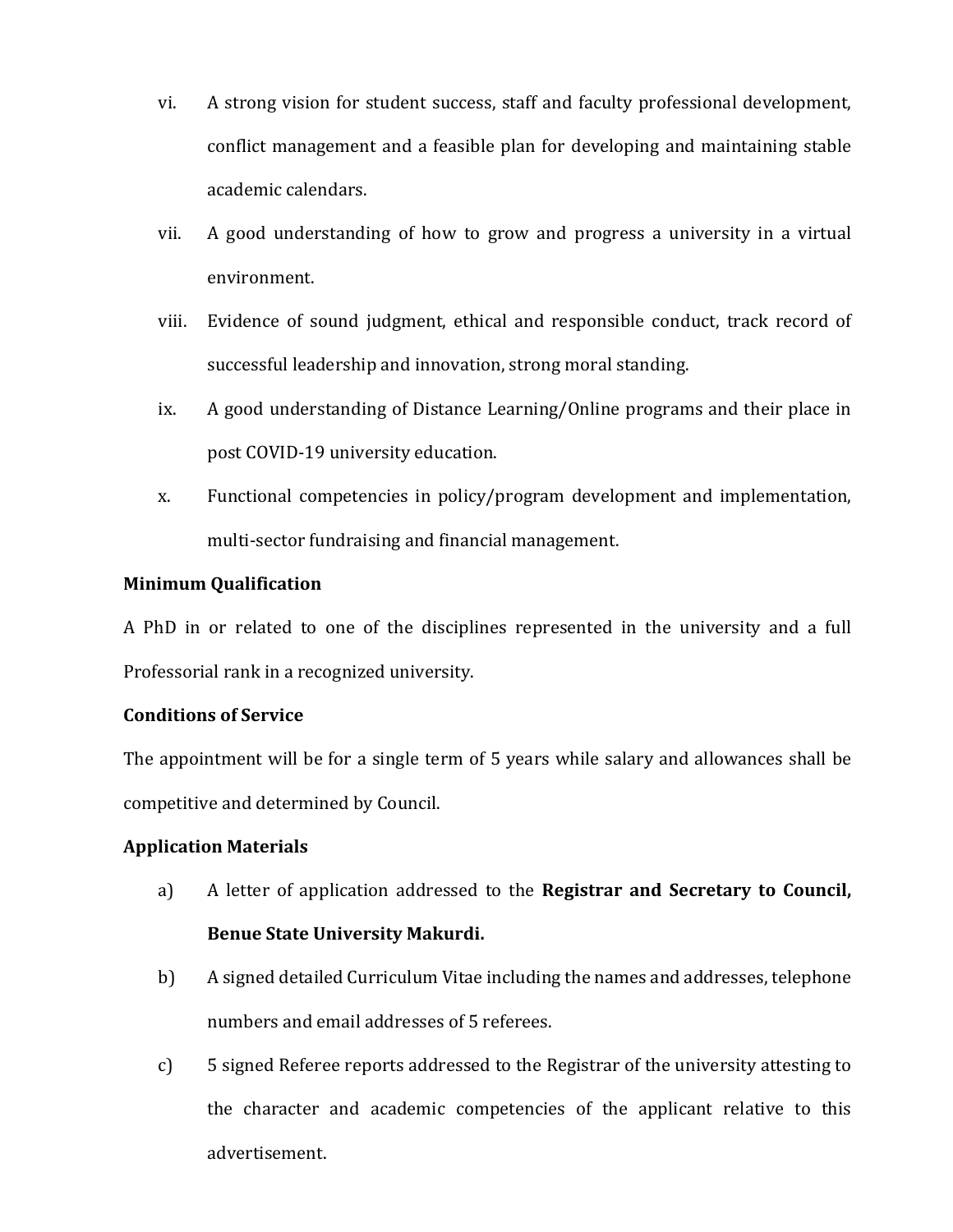vi. A strong vision for student success, staff and faculty professional development, conflict management and a feasible plan for developing and maintaining stable academic calendars.

vii. A good understanding of how to grow and progress a university in a virtual environment.

viii. Evidence of sound judgment, ethical and responsible conduct, track record of successful leadership and innovation, strong moral standing.

ix. A good understanding of Distance Learning/Online programs and their place in post COVID-19 university education.

x. Functional competencies in policy/program development and implementation, multi-sector fundraising and financial management.

**Minimum Qualification**

A PhD in or related to one of the disciplines represented in the university and a full Professorial rank in a recognized university.

**Conditions of Service**

The appointment will be for a single term of 5 years while salary and allowances shall be competitive and determined by Council.

**Application Materials**

a) A letter of application addressed to the **Registrar and Secretary to Council, Benue State University Makurdi.**

b) A signed detailed Curriculum Vitae including the names and addresses, telephone numbers and email addresses of 5 referees.

c) 5 signed Referee reports addressed to the Registrar of the university attesting to the character and academic competencies of the applicant relative to this advertisement.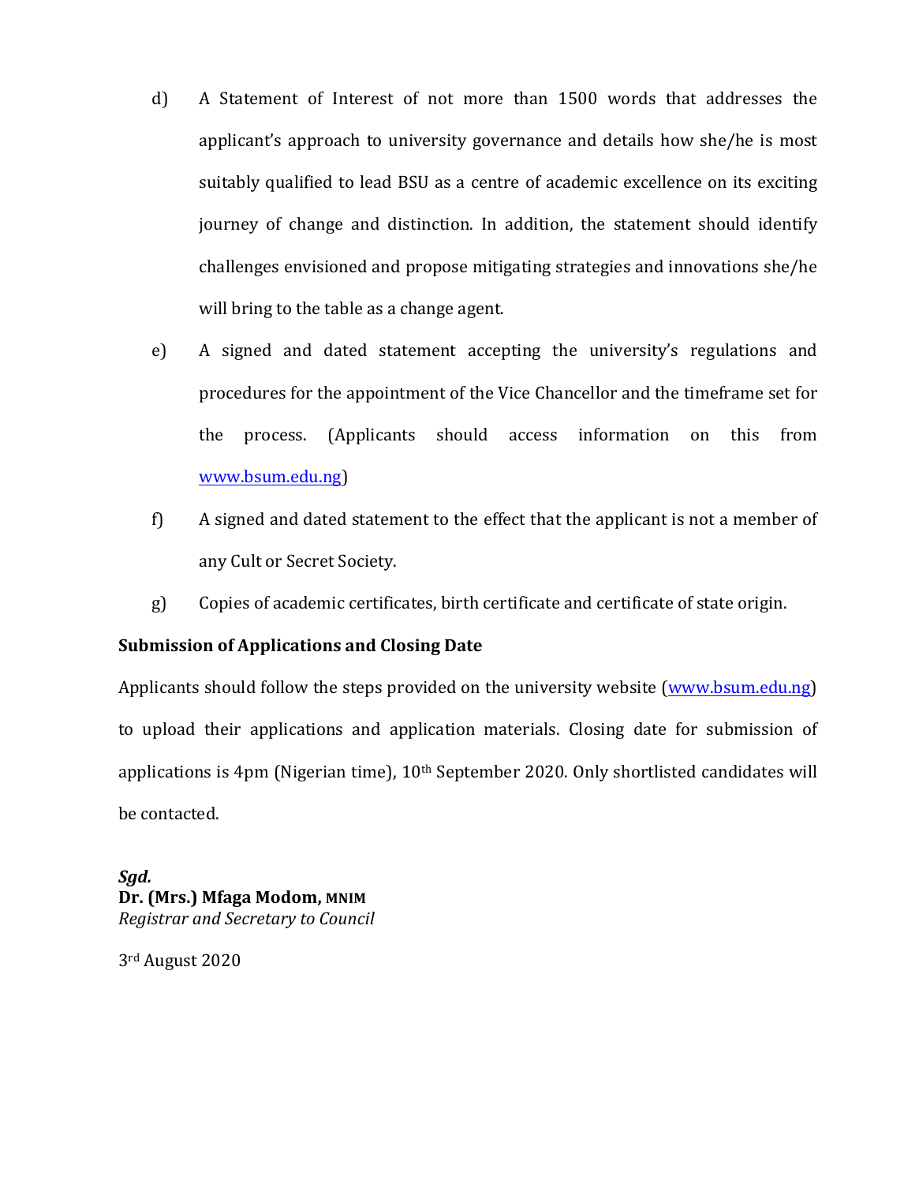d) A Statement of Interest of not more than 1500 words that addresses the applicant's approach to university governance and details how she/he is most suitably qualified to lead BSU as a centre of academic excellence on its exciting journey of change and distinction. In addition, the statement should identify challenges envisioned and propose mitigating strategies and innovations she/he will bring to the table as a change agent.

e) A signed and dated statement accepting the university's regulations and procedures for the appointment of the Vice Chancellor and the timeframe set for the process. (Applicants should access information on this from www.bsum.edu.ng)

f) A signed and dated statement to the effect that the applicant is not a member of any Cult or Secret Society.

g) Copies of academic certificates, birth certificate and certificate of state origin.

**Submission of Applications and Closing Date**

Applicants should follow the steps provided on the university website (www.bsum.edu.ng) to upload their applications and application materials. Closing date for submission of applications is 4pm (Nigerian time), 10th September 2020. Only shortlisted candidates will be contacted.

***Sgd.***
**Dr. (Mrs.) Mfaga Modom, MNIM**
*Registrar and Secretary to Council*

3rd August 2020